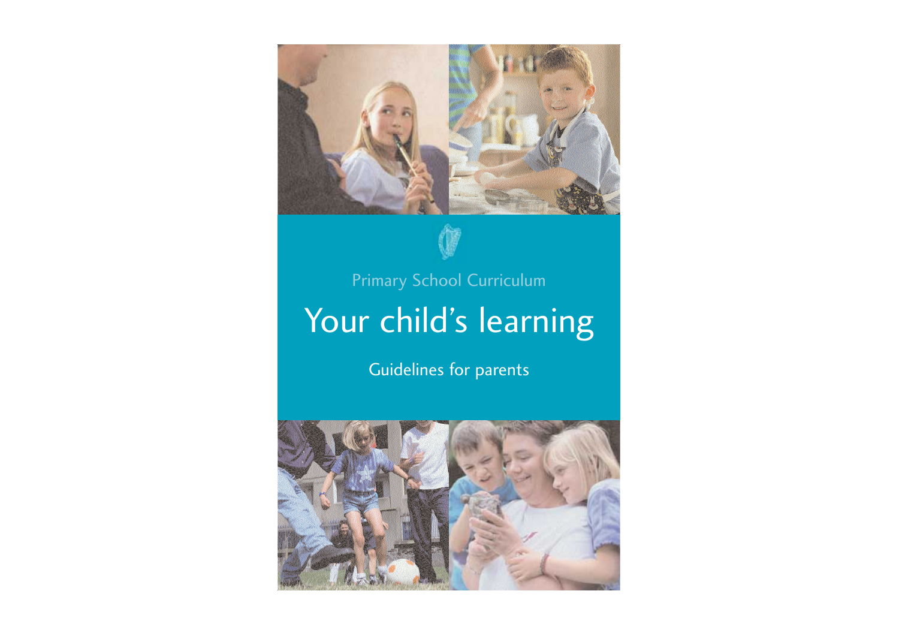Primary School Curriculum

# Your child's learning

Guidelines for parents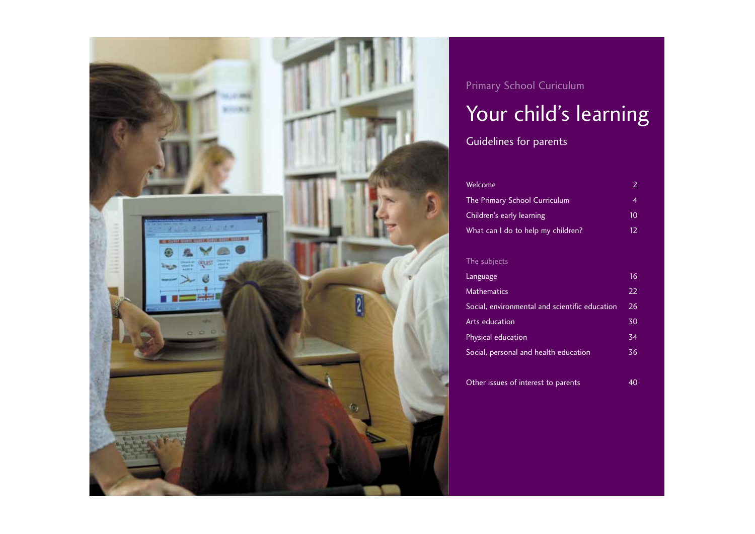Primary School Curiculum

# Your child's learning

## Guidelines for parents

| | |
|---|---|
| Welcome | 2 |
| The Primary School Curriculum | 4 |
| Children's early learning | 10 |
| What can I do to help my children? | 12 |

The subjects

| | |
|---|---|
| Language | 16 |
| Mathematics | 22 |
| Social, environmental and scientific education | 26 |
| Arts education | 30 |
| Physical education | 34 |
| Social, personal and health education | 36 |

| | |
|---|---|
| Other issues of interest to parents | 40 |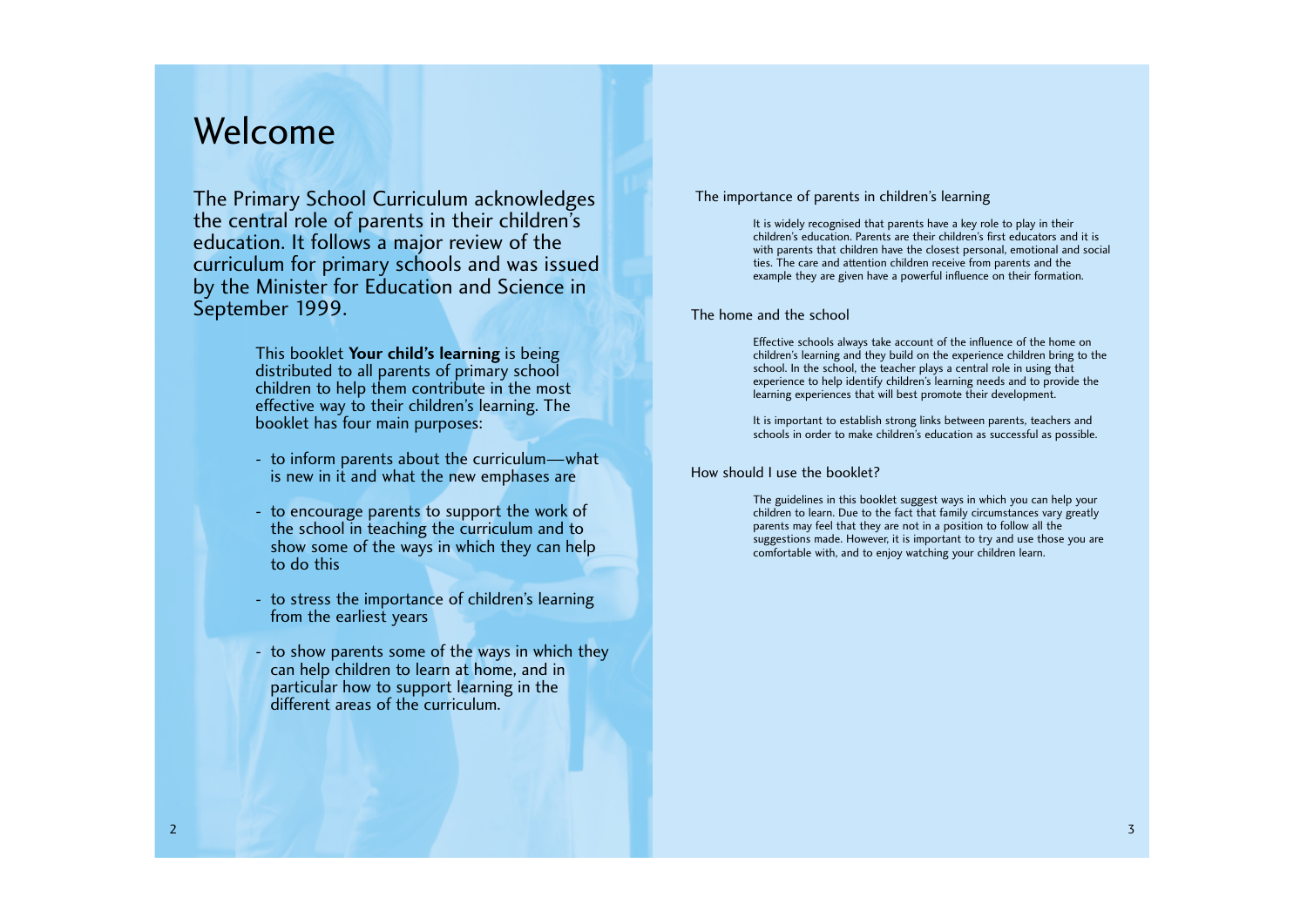# Welcome

The Primary School Curriculum acknowledges the central role of parents in their children's education. It follows a major review of the curriculum for primary schools and was issued by the Minister for Education and Science in September 1999.

This booklet **Your child's learning** is being distributed to all parents of primary school children to help them contribute in the most effective way to their children's learning. The booklet has four main purposes:

- to inform parents about the curriculum—what is new in it and what the new emphases are
- to encourage parents to support the work of the school in teaching the curriculum and to show some of the ways in which they can help to do this
- to stress the importance of children's learning from the earliest years
- to show parents some of the ways in which they can help children to learn at home, and in particular how to support learning in the different areas of the curriculum.

## The importance of parents in children's learning

It is widely recognised that parents have a key role to play in their children's education. Parents are their children's first educators and it is with parents that children have the closest personal, emotional and social ties. The care and attention children receive from parents and the example they are given have a powerful influence on their formation.

## The home and the school

Effective schools always take account of the influence of the home on children's learning and they build on the experience children bring to the school. In the school, the teacher plays a central role in using that experience to help identify children's learning needs and to provide the learning experiences that will best promote their development.

It is important to establish strong links between parents, teachers and schools in order to make children's education as successful as possible.

## How should I use the booklet?

The guidelines in this booklet suggest ways in which you can help your children to learn. Due to the fact that family circumstances vary greatly parents may feel that they are not in a position to follow all the suggestions made. However, it is important to try and use those you are comfortable with, and to enjoy watching your children learn.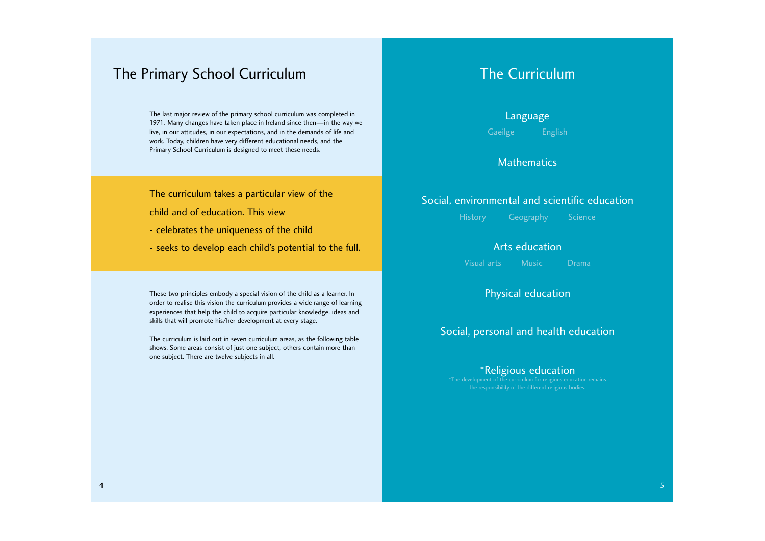# The Primary School Curriculum

The last major review of the primary school curriculum was completed in 1971. Many changes have taken place in Ireland since then—in the way we live, in our attitudes, in our expectations, and in the demands of life and work. Today, children have very different educational needs, and the Primary School Curriculum is designed to meet these needs.

The curriculum takes a particular view of the child and of education. This view

- celebrates the uniqueness of the child
- seeks to develop each child's potential to the full.

These two principles embody a special vision of the child as a learner. In order to realise this vision the curriculum provides a wide range of learning experiences that help the child to acquire particular knowledge, ideas and skills that will promote his/her development at every stage.

The curriculum is laid out in seven curriculum areas, as the following table shows. Some areas consist of just one subject, others contain more than one subject. There are twelve subjects in all.

# The Curriculum

## Language

Gaeilge English

## Mathematics

## Social, environmental and scientific education

History Geography Science

## Arts education

Visual arts Music Drama

## Physical education

## Social, personal and health education

## *Religious education

*The development of the curriculum for religious education remains the responsibility of the different religious bodies.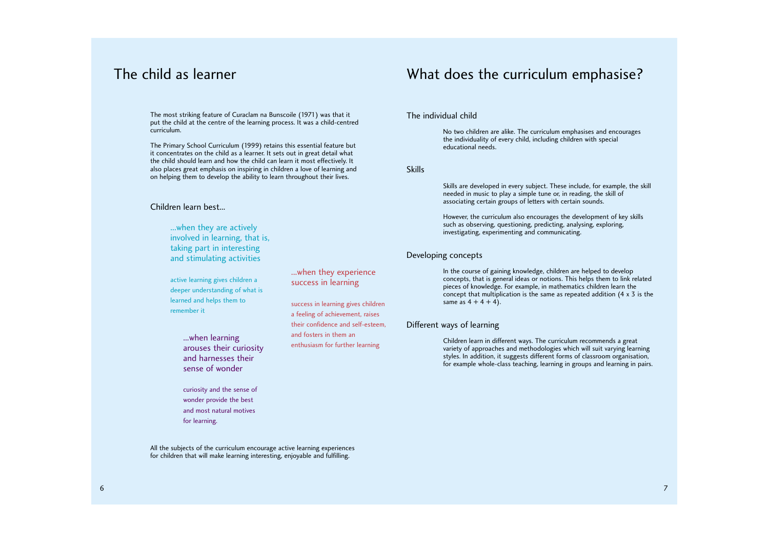# The child as learner

The most striking feature of Curaclam na Bunscoile (1971) was that it put the child at the centre of the learning process. It was a child-centred curriculum.

The Primary School Curriculum (1999) retains this essential feature but it concentrates on the child as a learner. It sets out in great detail what the child should learn and how the child can learn it most effectively. It also places great emphasis on inspiring in children a love of learning and on helping them to develop the ability to learn throughout their lives.

## Children learn best...

### ...when they are actively involved in learning, that is, taking part in interesting and stimulating activities

active learning gives children a deeper understanding of what is learned and helps them to remember it

### ...when learning arouses their curiosity and harnesses their sense of wonder

curiosity and the sense of wonder provide the best and most natural motives for learning.

### ...when they experience success in learning

success in learning gives children a feeling of achievement, raises their confidence and self-esteem, and fosters in them an enthusiasm for further learning

All the subjects of the curriculum encourage active learning experiences for children that will make learning interesting, enjoyable and fulfilling.

# What does the curriculum emphasise?

## The individual child

No two children are alike. The curriculum emphasises and encourages the individuality of every child, including children with special educational needs.

## Skills

Skills are developed in every subject. These include, for example, the skill needed in music to play a simple tune or, in reading, the skill of associating certain groups of letters with certain sounds.

However, the curriculum also encourages the development of key skills such as observing, questioning, predicting, analysing, exploring, investigating, experimenting and communicating.

## Developing concepts

In the course of gaining knowledge, children are helped to develop concepts, that is general ideas or notions. This helps them to link related pieces of knowledge. For example, in mathematics children learn the concept that multiplication is the same as repeated addition ($4 \times 3$ is the same as $4 + 4 + 4$).

## Different ways of learning

Children learn in different ways. The curriculum recommends a great variety of approaches and methodologies which will suit varying learning styles. In addition, it suggests different forms of classroom organisation, for example whole-class teaching, learning in groups and learning in pairs.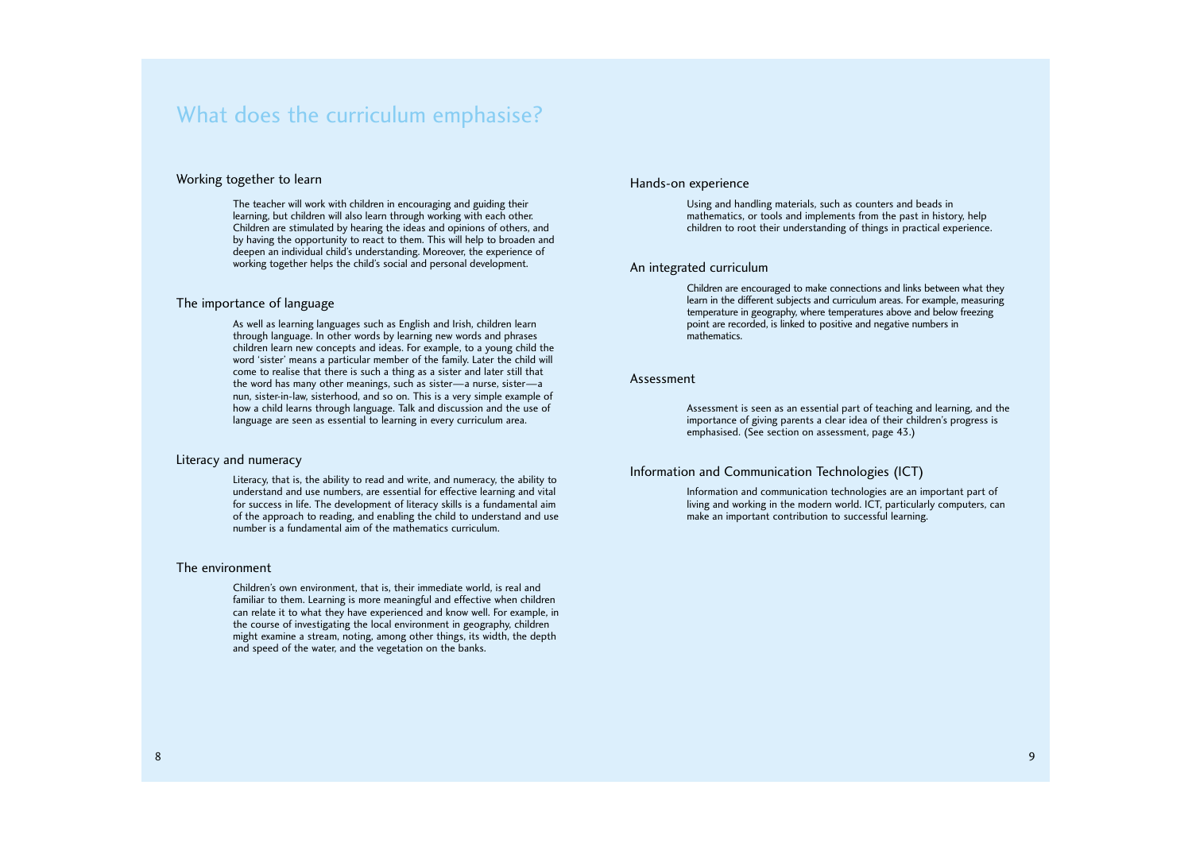# What does the curriculum emphasise?

## Working together to learn

The teacher will work with children in encouraging and guiding their learning, but children will also learn through working with each other. Children are stimulated by hearing the ideas and opinions of others, and by having the opportunity to react to them. This will help to broaden and deepen an individual child's understanding. Moreover, the experience of working together helps the child's social and personal development.

## The importance of language

As well as learning languages such as English and Irish, children learn through language. In other words by learning new words and phrases children learn new concepts and ideas. For example, to a young child the word 'sister' means a particular member of the family. Later the child will come to realise that there is such a thing as a sister and later still that the word has many other meanings, such as sister—a nurse, sister—a nun, sister-in-law, sisterhood, and so on. This is a very simple example of how a child learns through language. Talk and discussion and the use of language are seen as essential to learning in every curriculum area.

## Literacy and numeracy

Literacy, that is, the ability to read and write, and numeracy, the ability to understand and use numbers, are essential for effective learning and vital for success in life. The development of literacy skills is a fundamental aim of the approach to reading, and enabling the child to understand and use number is a fundamental aim of the mathematics curriculum.

## The environment

Children's own environment, that is, their immediate world, is real and familiar to them. Learning is more meaningful and effective when children can relate it to what they have experienced and know well. For example, in the course of investigating the local environment in geography, children might examine a stream, noting, among other things, its width, the depth and speed of the water, and the vegetation on the banks.

## Hands-on experience

Using and handling materials, such as counters and beads in mathematics, or tools and implements from the past in history, help children to root their understanding of things in practical experience.

## An integrated curriculum

Children are encouraged to make connections and links between what they learn in the different subjects and curriculum areas. For example, measuring temperature in geography, where temperatures above and below freezing point are recorded, is linked to positive and negative numbers in mathematics.

## Assessment

Assessment is seen as an essential part of teaching and learning, and the importance of giving parents a clear idea of their children's progress is emphasised. (See section on assessment, page 43.)

## Information and Communication Technologies (ICT)

Information and communication technologies are an important part of living and working in the modern world. ICT, particularly computers, can make an important contribution to successful learning.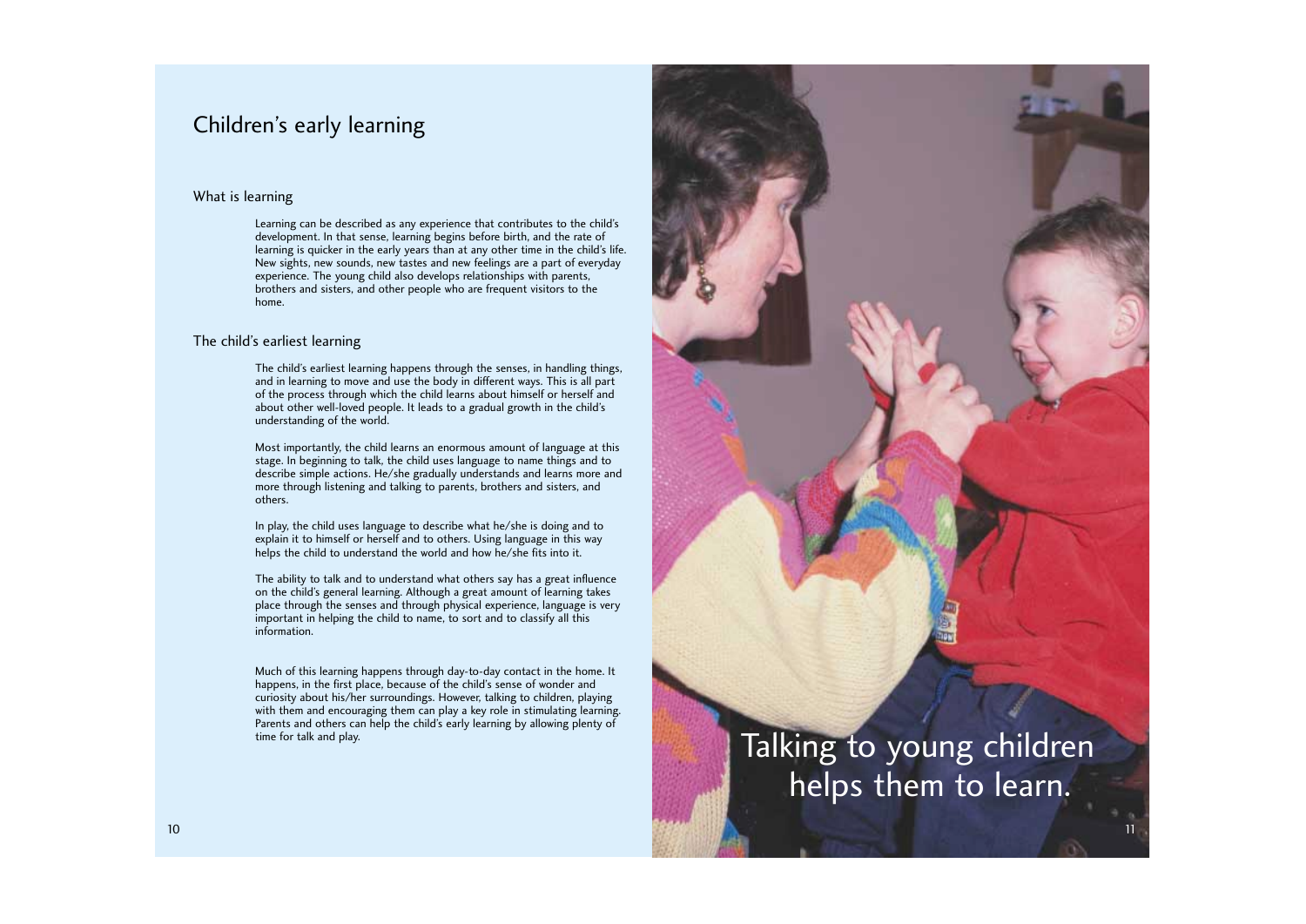# Children's early learning

## What is learning

Learning can be described as any experience that contributes to the child's development. In that sense, learning begins before birth, and the rate of learning is quicker in the early years than at any other time in the child's life. New sights, new sounds, new tastes and new feelings are a part of everyday experience. The young child also develops relationships with parents, brothers and sisters, and other people who are frequent visitors to the home.

## The child's earliest learning

The child's earliest learning happens through the senses, in handling things, and in learning to move and use the body in different ways. This is all part of the process through which the child learns about himself or herself and about other well-loved people. It leads to a gradual growth in the child's understanding of the world.

Most importantly, the child learns an enormous amount of language at this stage. In beginning to talk, the child uses language to name things and to describe simple actions. He/she gradually understands and learns more and more through listening and talking to parents, brothers and sisters, and others.

In play, the child uses language to describe what he/she is doing and to explain it to himself or herself and to others. Using language in this way helps the child to understand the world and how he/she fits into it.

The ability to talk and to understand what others say has a great influence on the child's general learning. Although a great amount of learning takes place through the senses and through physical experience, language is very important in helping the child to name, to sort and to classify all this information.

Much of this learning happens through day-to-day contact in the home. It happens, in the first place, because of the child's sense of wonder and curiosity about his/her surroundings. However, talking to children, playing with them and encouraging them can play a key role in stimulating learning. Parents and others can help the child's early learning by allowing plenty of time for talk and play.

Talking to young children helps them to learn.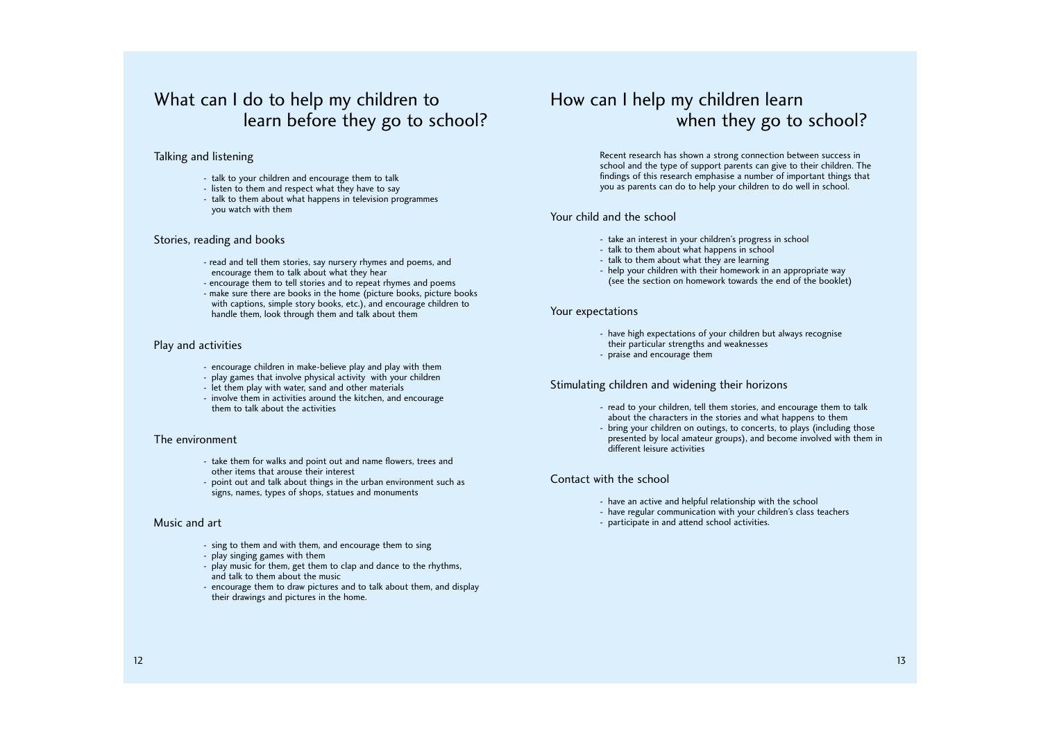# What can I do to help my children to learn before they go to school?

## Talking and listening

- talk to your children and encourage them to talk
- listen to them and respect what they have to say
- talk to them about what happens in television programmes you watch with them

## Stories, reading and books

- read and tell them stories, say nursery rhymes and poems, and encourage them to talk about what they hear
- encourage them to tell stories and to repeat rhymes and poems
- make sure there are books in the home (picture books, picture books with captions, simple story books, etc.), and encourage children to handle them, look through them and talk about them

## Play and activities

- encourage children in make-believe play and play with them
- play games that involve physical activity with your children
- let them play with water, sand and other materials
- involve them in activities around the kitchen, and encourage them to talk about the activities

## The environment

- take them for walks and point out and name flowers, trees and other items that arouse their interest
- point out and talk about things in the urban environment such as signs, names, types of shops, statues and monuments

## Music and art

- sing to them and with them, and encourage them to sing
- play singing games with them
- play music for them, get them to clap and dance to the rhythms, and talk to them about the music
- encourage them to draw pictures and to talk about them, and display their drawings and pictures in the home.

# How can I help my children learn when they go to school?

Recent research has shown a strong connection between success in school and the type of support parents can give to their children. The findings of this research emphasise a number of important things that you as parents can do to help your children to do well in school.

## Your child and the school

- take an interest in your children's progress in school
- talk to them about what happens in school
- talk to them about what they are learning
- help your children with their homework in an appropriate way (see the section on homework towards the end of the booklet)

## Your expectations

- have high expectations of your children but always recognise their particular strengths and weaknesses
- praise and encourage them

## Stimulating children and widening their horizons

- read to your children, tell them stories, and encourage them to talk about the characters in the stories and what happens to them
- bring your children on outings, to concerts, to plays (including those presented by local amateur groups), and become involved with them in different leisure activities

## Contact with the school

- have an active and helpful relationship with the school
- have regular communication with your children's class teachers
- participate in and attend school activities.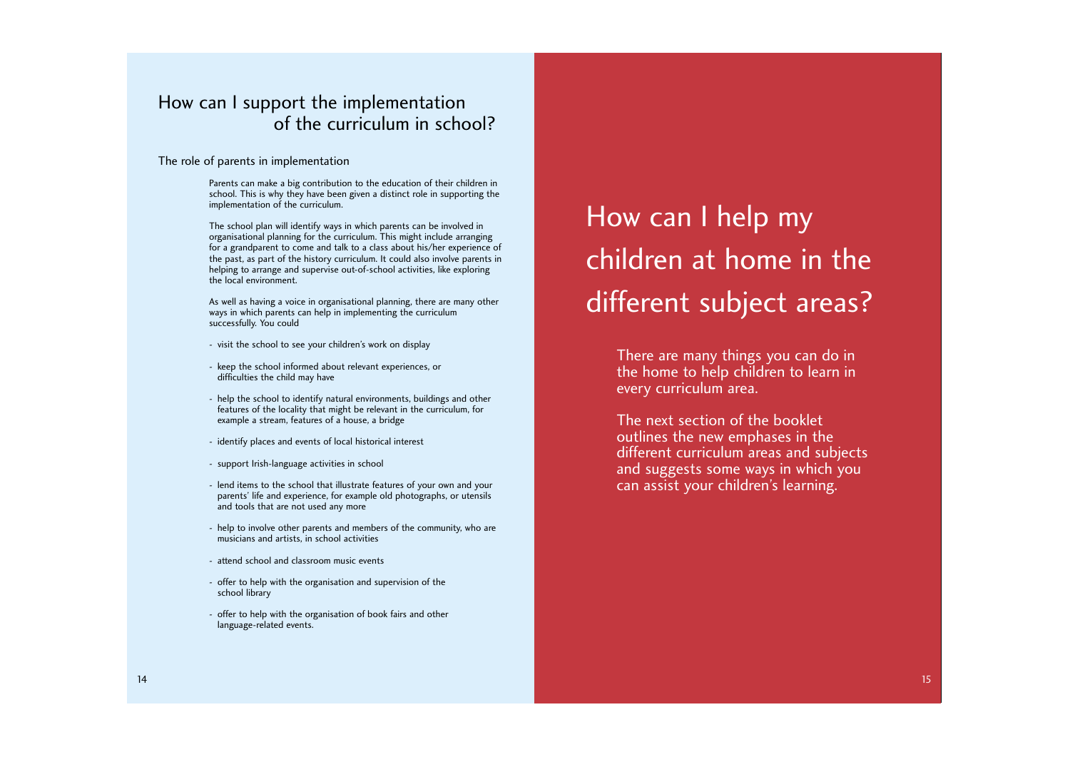## How can I support the implementation of the curriculum in school?

### The role of parents in implementation

Parents can make a big contribution to the education of their children in school. This is why they have been given a distinct role in supporting the implementation of the curriculum.

The school plan will identify ways in which parents can be involved in organisational planning for the curriculum. This might include arranging for a grandparent to come and talk to a class about his/her experience of the past, as part of the history curriculum. It could also involve parents in helping to arrange and supervise out-of-school activities, like exploring the local environment.

As well as having a voice in organisational planning, there are many other ways in which parents can help in implementing the curriculum successfully. You could

- visit the school to see your children's work on display
- keep the school informed about relevant experiences, or difficulties the child may have
- help the school to identify natural environments, buildings and other features of the locality that might be relevant in the curriculum, for example a stream, features of a house, a bridge
- identify places and events of local historical interest
- support Irish-language activities in school
- lend items to the school that illustrate features of your own and your parents' life and experience, for example old photographs, or utensils and tools that are not used any more
- help to involve other parents and members of the community, who are musicians and artists, in school activities
- attend school and classroom music events
- offer to help with the organisation and supervision of the school library
- offer to help with the organisation of book fairs and other language-related events.

# How can I help my children at home in the different subject areas?

There are many things you can do in the home to help children to learn in every curriculum area.

The next section of the booklet outlines the new emphases in the different curriculum areas and subjects and suggests some ways in which you can assist your children's learning.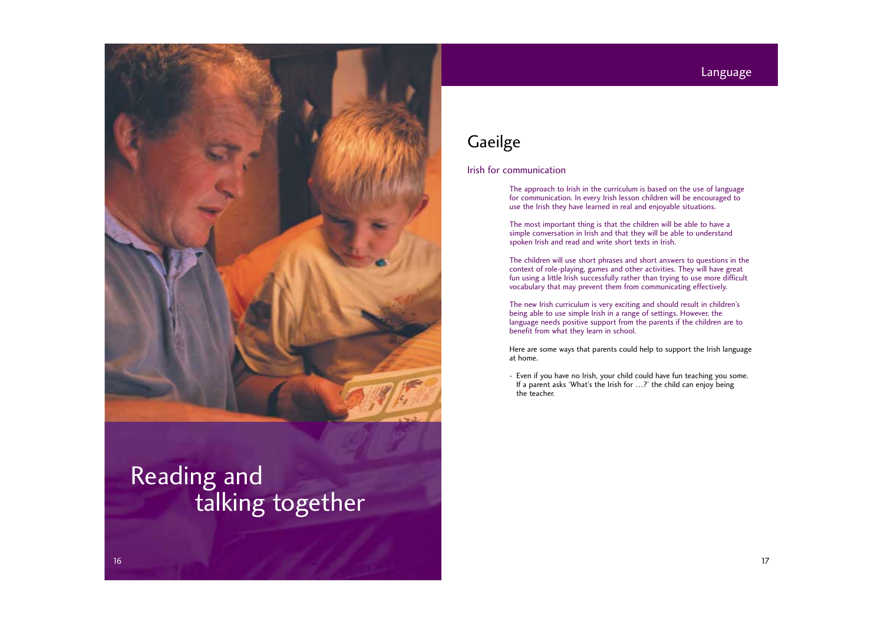# Reading and talking together

## Language

## Gaeilge

### Irish for communication

The approach to Irish in the curriculum is based on the use of language for communication. In every Irish lesson children will be encouraged to use the Irish they have learned in real and enjoyable situations.

The most important thing is that the children will be able to have a simple conversation in Irish and that they will be able to understand spoken Irish and read and write short texts in Irish.

The children will use short phrases and short answers to questions in the context of role-playing, games and other activities. They will have great fun using a little Irish successfully rather than trying to use more difficult vocabulary that may prevent them from communicating effectively.

The new Irish curriculum is very exciting and should result in children's being able to use simple Irish in a range of settings. However, the language needs positive support from the parents if the children are to benefit from what they learn in school.

Here are some ways that parents could help to support the Irish language at home.

- Even if you have no Irish, your child could have fun teaching you some. If a parent asks 'What's the Irish for …?' the child can enjoy being the teacher.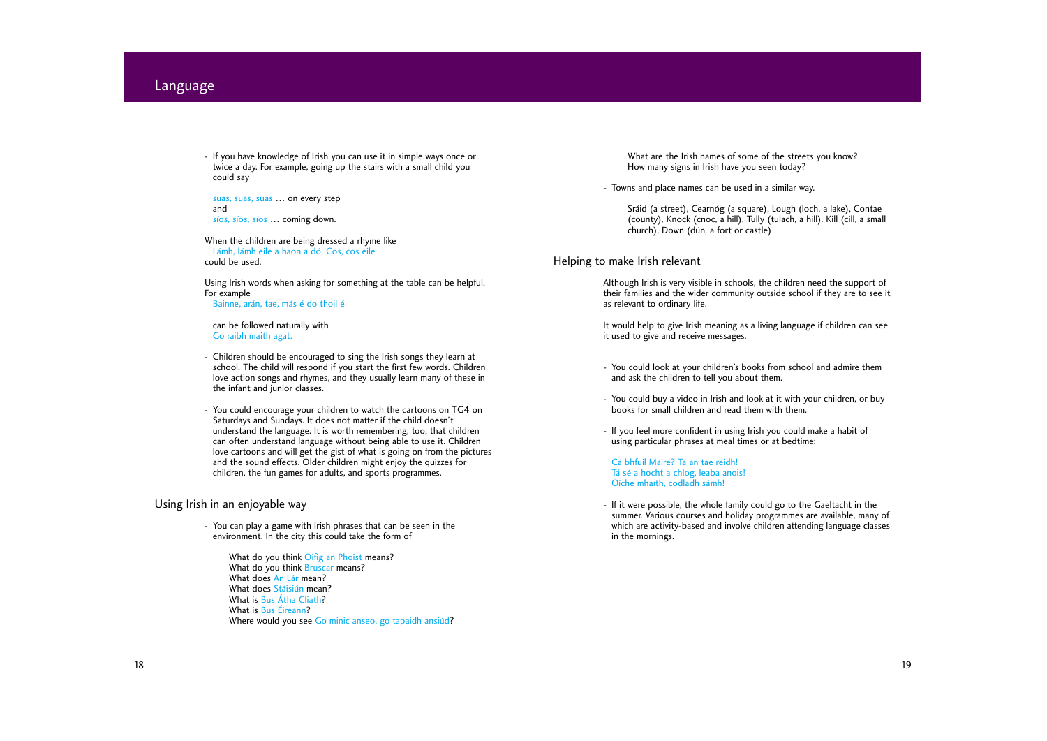## Language

- If you have knowledge of Irish you can use it in simple ways once or twice a day. For example, going up the stairs with a small child you could say

  suas, suas, suas … on every step
  and
  síos, síos, síos … coming down.

When the children are being dressed a rhyme like
Lámh, lámh eile a haon a dó, Cos, cos eile
could be used.

Using Irish words when asking for something at the table can be helpful. For example
Bainne, arán, tae, más é do thoil é

can be followed naturally with
Go raibh maith agat.

- Children should be encouraged to sing the Irish songs they learn at school. The child will respond if you start the first few words. Children love action songs and rhymes, and they usually learn many of these in the infant and junior classes.

- You could encourage your children to watch the cartoons on TG4 on Saturdays and Sundays. It does not matter if the child doesn't understand the language. It is worth remembering, too, that children can often understand language without being able to use it. Children love cartoons and will get the gist of what is going on from the pictures and the sound effects. Older children might enjoy the quizzes for children, the fun games for adults, and sports programmes.

### Using Irish in an enjoyable way

- You can play a game with Irish phrases that can be seen in the environment. In the city this could take the form of

  What do you think Oifig an Phoist means?
  What do you think Bruscar means?
  What does An Lár mean?
  What does Stáisiún mean?
  What is Bus Átha Cliath?
  What is Bus Éireann?
  Where would you see Go minic anseo, go tapaidh ansiúd?

  What are the Irish names of some of the streets you know?
  How many signs in Irish have you seen today?

- Towns and place names can be used in a similar way.

  Sráid (a street), Cearnóg (a square), Lough (loch, a lake), Contae (county), Knock (cnoc, a hill), Tully (tulach, a hill), Kill (cill, a small church), Down (dún, a fort or castle)

### Helping to make Irish relevant

Although Irish is very visible in schools, the children need the support of their families and the wider community outside school if they are to see it as relevant to ordinary life.

It would help to give Irish meaning as a living language if children can see it used to give and receive messages.

- You could look at your children's books from school and admire them and ask the children to tell you about them.

- You could buy a video in Irish and look at it with your children, or buy books for small children and read them with them.

- If you feel more confident in using Irish you could make a habit of using particular phrases at meal times or at bedtime:

  Cá bhfuil Máire? Tá an tae réidh!
  Tá sé a hocht a chlog, leaba anois!
  Oíche mhaith, codladh sámh!

- If it were possible, the whole family could go to the Gaeltacht in the summer. Various courses and holiday programmes are available, many of which are activity-based and involve children attending language classes in the mornings.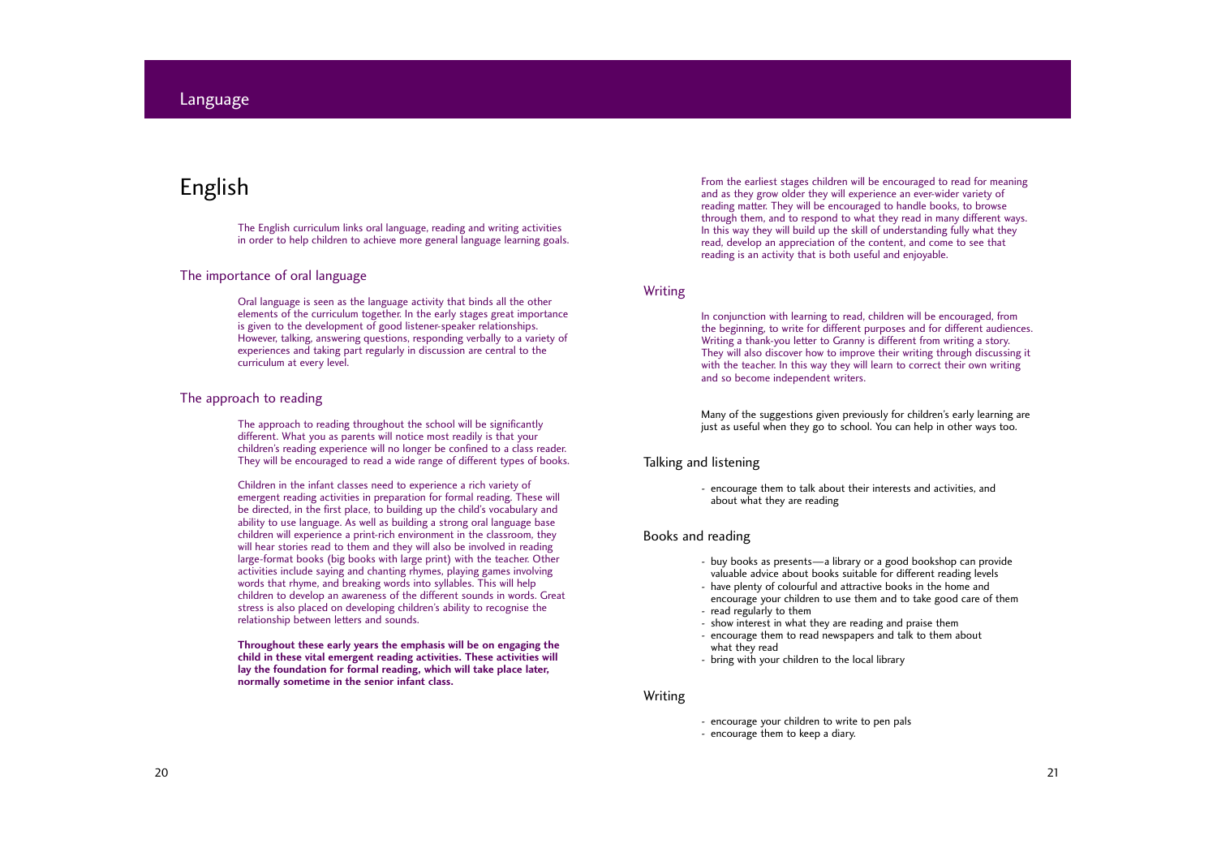# Language

## English

The English curriculum links oral language, reading and writing activities in order to help children to achieve more general language learning goals.

### The importance of oral language

Oral language is seen as the language activity that binds all the other elements of the curriculum together. In the early stages great importance is given to the development of good listener-speaker relationships. However, talking, answering questions, responding verbally to a variety of experiences and taking part regularly in discussion are central to the curriculum at every level.

### The approach to reading

The approach to reading throughout the school will be significantly different. What you as parents will notice most readily is that your children's reading experience will no longer be confined to a class reader. They will be encouraged to read a wide range of different types of books.

Children in the infant classes need to experience a rich variety of emergent reading activities in preparation for formal reading. These will be directed, in the first place, to building up the child's vocabulary and ability to use language. As well as building a strong oral language base children will experience a print-rich environment in the classroom, they will hear stories read to them and they will also be involved in reading large-format books (big books with large print) with the teacher. Other activities include saying and chanting rhymes, playing games involving words that rhyme, and breaking words into syllables. This will help children to develop an awareness of the different sounds in words. Great stress is also placed on developing children's ability to recognise the relationship between letters and sounds.

**Throughout these early years the emphasis will be on engaging the child in these vital emergent reading activities. These activities will lay the foundation for formal reading, which will take place later, normally sometime in the senior infant class.**

From the earliest stages children will be encouraged to read for meaning and as they grow older they will experience an ever-wider variety of reading matter. They will be encouraged to handle books, to browse through them, and to respond to what they read in many different ways. In this way they will build up the skill of understanding fully what they read, develop an appreciation of the content, and come to see that reading is an activity that is both useful and enjoyable.

### Writing

In conjunction with learning to read, children will be encouraged, from the beginning, to write for different purposes and for different audiences. Writing a thank-you letter to Granny is different from writing a story. They will also discover how to improve their writing through discussing it with the teacher. In this way they will learn to correct their own writing and so become independent writers.

Many of the suggestions given previously for children's early learning are just as useful when they go to school. You can help in other ways too.

### Talking and listening

- encourage them to talk about their interests and activities, and about what they are reading

### Books and reading

- buy books as presents—a library or a good bookshop can provide valuable advice about books suitable for different reading levels
- have plenty of colourful and attractive books in the home and encourage your children to use them and to take good care of them
- read regularly to them
- show interest in what they are reading and praise them
- encourage them to read newspapers and talk to them about what they read
- bring with your children to the local library

### Writing

- encourage your children to write to pen pals
- encourage them to keep a diary.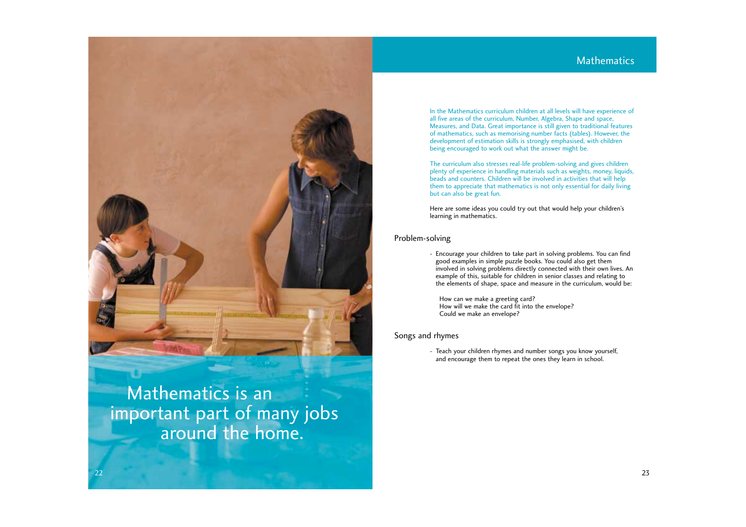Mathematics is an important part of many jobs around the home.

# Mathematics

In the Mathematics curriculum children at all levels will have experience of all five areas of the curriculum, Number, Algebra, Shape and space, Measures, and Data. Great importance is still given to traditional features of mathematics, such as memorising number facts (tables). However, the development of estimation skills is strongly emphasised, with children being encouraged to work out what the answer might be.

The curriculum also stresses real-life problem-solving and gives children plenty of experience in handling materials such as weights, money, liquids, beads and counters. Children will be involved in activities that will help them to appreciate that mathematics is not only essential for daily living but can also be great fun.

Here are some ideas you could try out that would help your children's learning in mathematics.

## Problem-solving

- Encourage your children to take part in solving problems. You can find good examples in simple puzzle books. You could also get them involved in solving problems directly connected with their own lives. An example of this, suitable for children in senior classes and relating to the elements of shape, space and measure in the curriculum, would be:

  How can we make a greeting card?
  How will we make the card fit into the envelope?
  Could we make an envelope?

## Songs and rhymes

- Teach your children rhymes and number songs you know yourself, and encourage them to repeat the ones they learn in school.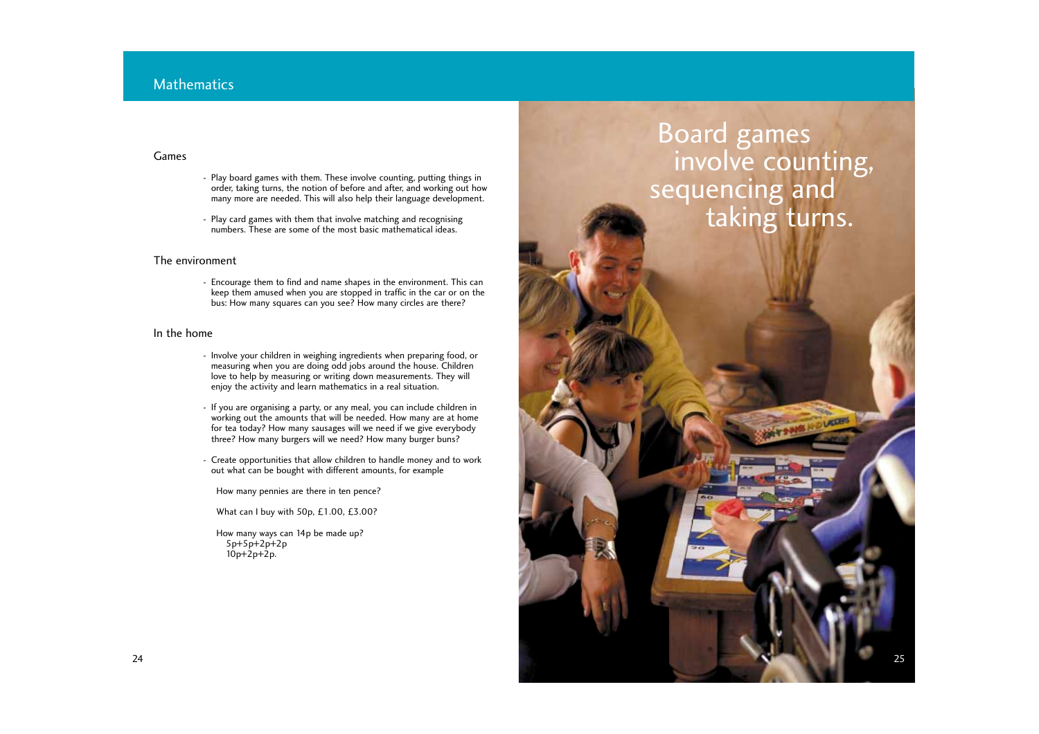## Mathematics

### Games

- Play board games with them. These involve counting, putting things in order, taking turns, the notion of before and after, and working out how many more are needed. This will also help their language development.
- Play card games with them that involve matching and recognising numbers. These are some of the most basic mathematical ideas.

### The environment

- Encourage them to find and name shapes in the environment. This can keep them amused when you are stopped in traffic in the car or on the bus: How many squares can you see? How many circles are there?

### In the home

- Involve your children in weighing ingredients when preparing food, or measuring when you are doing odd jobs around the house. Children love to help by measuring or writing down measurements. They will enjoy the activity and learn mathematics in a real situation.
- If you are organising a party, or any meal, you can include children in working out the amounts that will be needed. How many are at home for tea today? How many sausages will we need if we give everybody three? How many burgers will we need? How many burger buns?
- Create opportunities that allow children to handle money and to work out what can be bought with different amounts, for example

  How many pennies are there in ten pence?

  What can I buy with 50p, £1.00, £3.00?

  How many ways can 14p be made up?
  5p+5p+2p+2p
  10p+2p+2p.

Board games involve counting, sequencing and taking turns.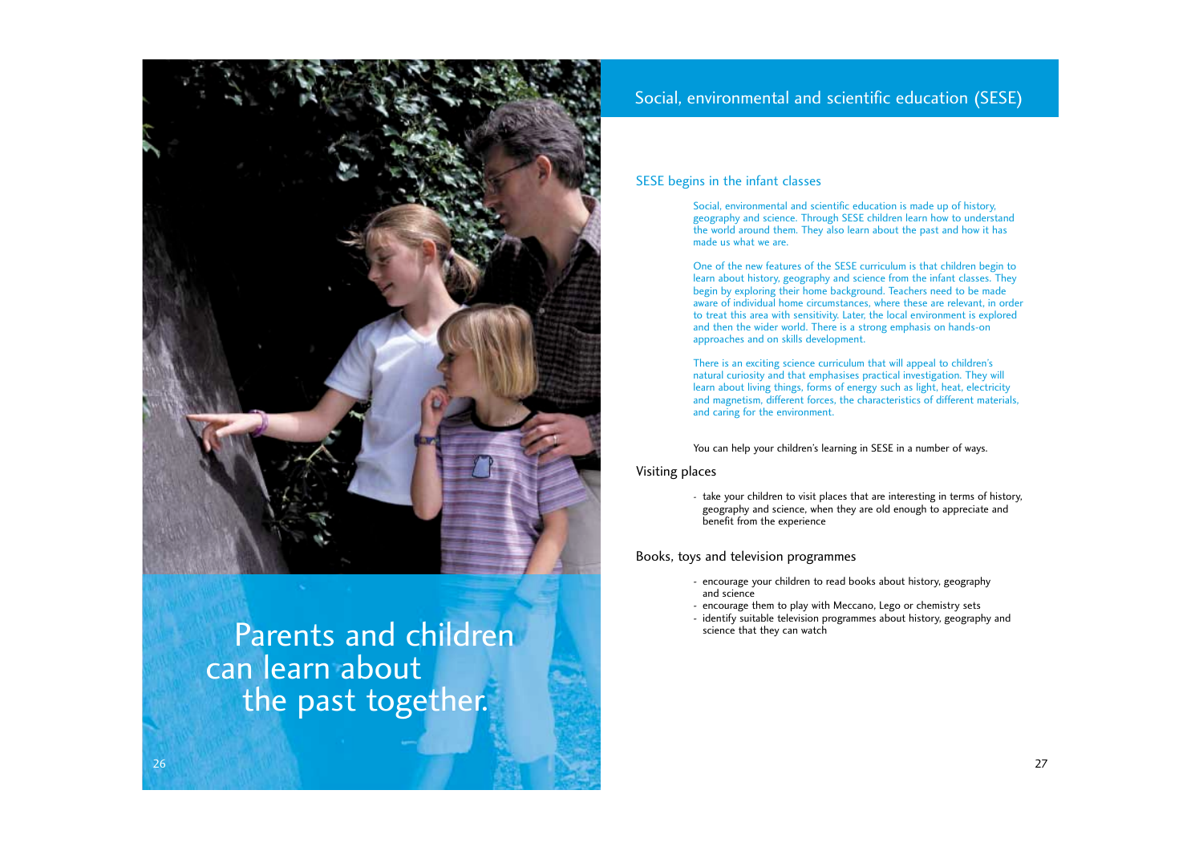Parents and children can learn about the past together.

# Social, environmental and scientific education (SESE)

## SESE begins in the infant classes

Social, environmental and scientific education is made up of history, geography and science. Through SESE children learn how to understand the world around them. They also learn about the past and how it has made us what we are.

One of the new features of the SESE curriculum is that children begin to learn about history, geography and science from the infant classes. They begin by exploring their home background. Teachers need to be made aware of individual home circumstances, where these are relevant, in order to treat this area with sensitivity. Later, the local environment is explored and then the wider world. There is a strong emphasis on hands-on approaches and on skills development.

There is an exciting science curriculum that will appeal to children's natural curiosity and that emphasises practical investigation. They will learn about living things, forms of energy such as light, heat, electricity and magnetism, different forces, the characteristics of different materials, and caring for the environment.

You can help your children's learning in SESE in a number of ways.

### Visiting places

- take your children to visit places that are interesting in terms of history, geography and science, when they are old enough to appreciate and benefit from the experience

### Books, toys and television programmes

- encourage your children to read books about history, geography and science
- encourage them to play with Meccano, Lego or chemistry sets
- identify suitable television programmes about history, geography and science that they can watch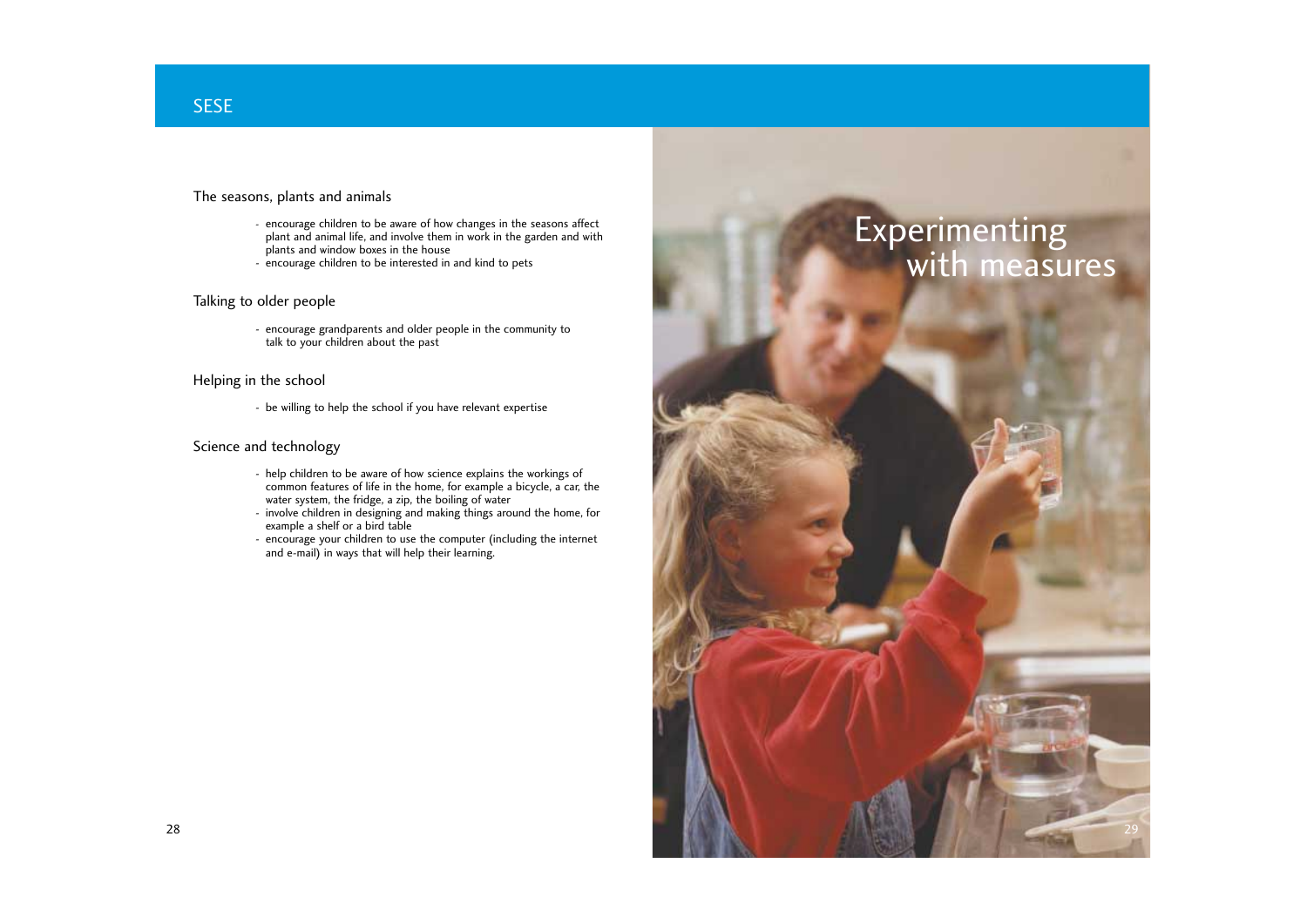## The seasons, plants and animals

- encourage children to be aware of how changes in the seasons affect plant and animal life, and involve them in work in the garden and with plants and window boxes in the house
- encourage children to be interested in and kind to pets

## Talking to older people

- encourage grandparents and older people in the community to talk to your children about the past

## Helping in the school

- be willing to help the school if you have relevant expertise

## Science and technology

- help children to be aware of how science explains the workings of common features of life in the home, for example a bicycle, a car, the water system, the fridge, a zip, the boiling of water
- involve children in designing and making things around the home, for example a shelf or a bird table
- encourage your children to use the computer (including the internet and e-mail) in ways that will help their learning.

Experimenting with measures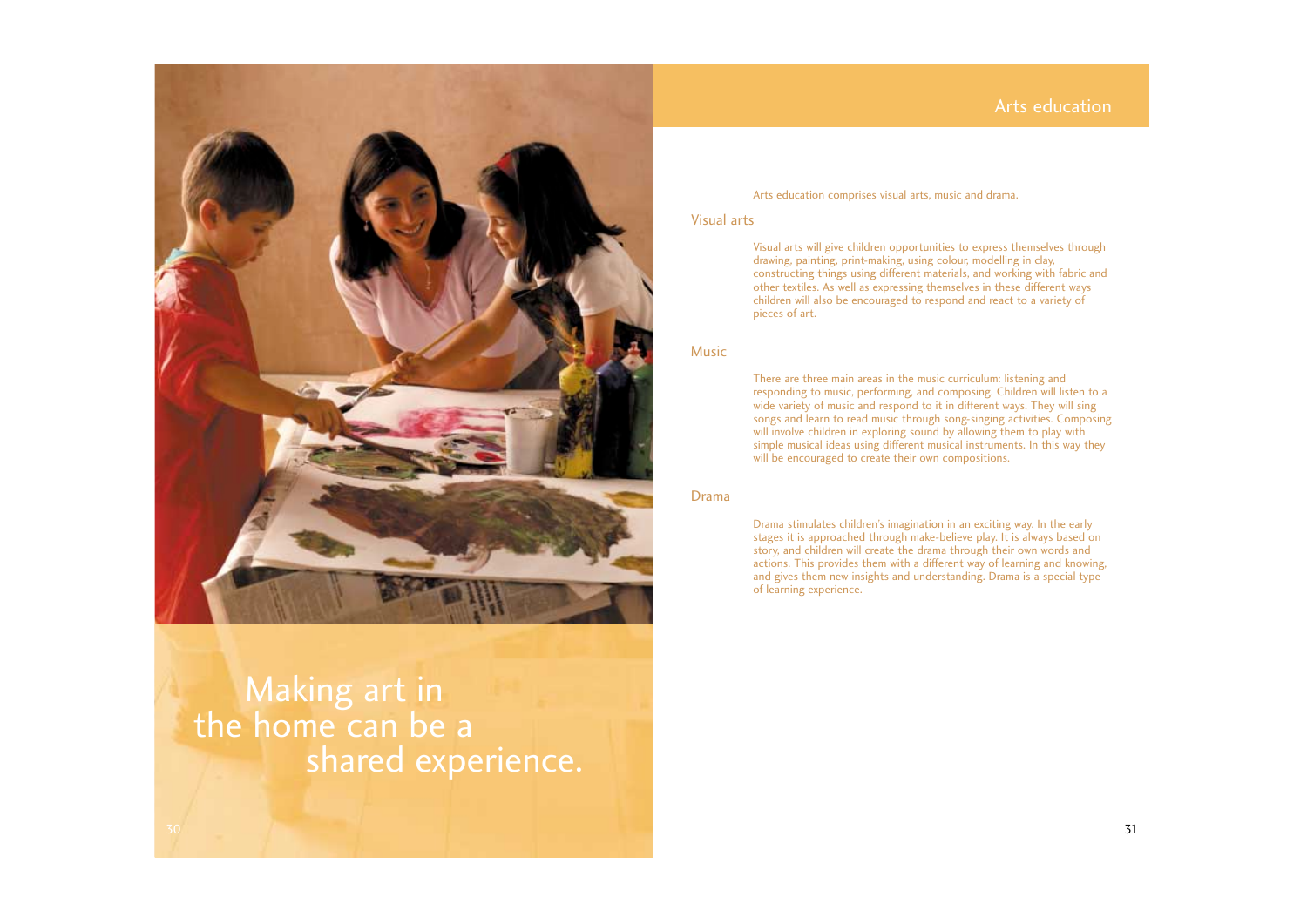Making art in the home can be a shared experience.

# Arts education

Arts education comprises visual arts, music and drama.

## Visual arts

Visual arts will give children opportunities to express themselves through drawing, painting, print-making, using colour, modelling in clay, constructing things using different materials, and working with fabric and other textiles. As well as expressing themselves in these different ways children will also be encouraged to respond and react to a variety of pieces of art.

## Music

There are three main areas in the music curriculum: listening and responding to music, performing, and composing. Children will listen to a wide variety of music and respond to it in different ways. They will sing songs and learn to read music through song-singing activities. Composing will involve children in exploring sound by allowing them to play with simple musical ideas using different musical instruments. In this way they will be encouraged to create their own compositions.

## Drama

Drama stimulates children's imagination in an exciting way. In the early stages it is approached through make-believe play. It is always based on story, and children will create the drama through their own words and actions. This provides them with a different way of learning and knowing, and gives them new insights and understanding. Drama is a special type of learning experience.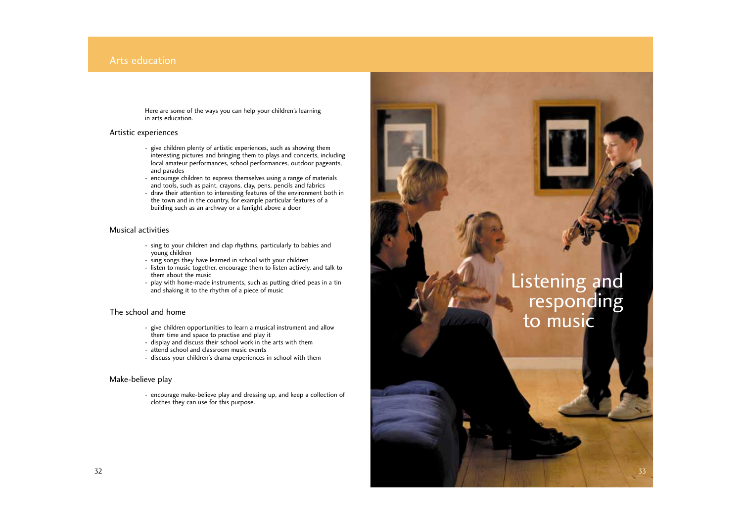# Arts education

Here are some of the ways you can help your children's learning in arts education.

## Artistic experiences

- give children plenty of artistic experiences, such as showing them interesting pictures and bringing them to plays and concerts, including local amateur performances, school performances, outdoor pageants, and parades
- encourage children to express themselves using a range of materials and tools, such as paint, crayons, clay, pens, pencils and fabrics
- draw their attention to interesting features of the environment both in the town and in the country, for example particular features of a building such as an archway or a fanlight above a door

## Musical activities

- sing to your children and clap rhythms, particularly to babies and young children
- sing songs they have learned in school with your children
- listen to music together, encourage them to listen actively, and talk to them about the music
- play with home-made instruments, such as putting dried peas in a tin and shaking it to the rhythm of a piece of music

## The school and home

- give children opportunities to learn a musical instrument and allow them time and space to practise and play it
- display and discuss their school work in the arts with them
- attend school and classroom music events
- discuss your children's drama experiences in school with them

## Make-believe play

- encourage make-believe play and dressing up, and keep a collection of clothes they can use for this purpose.

Listening and responding to music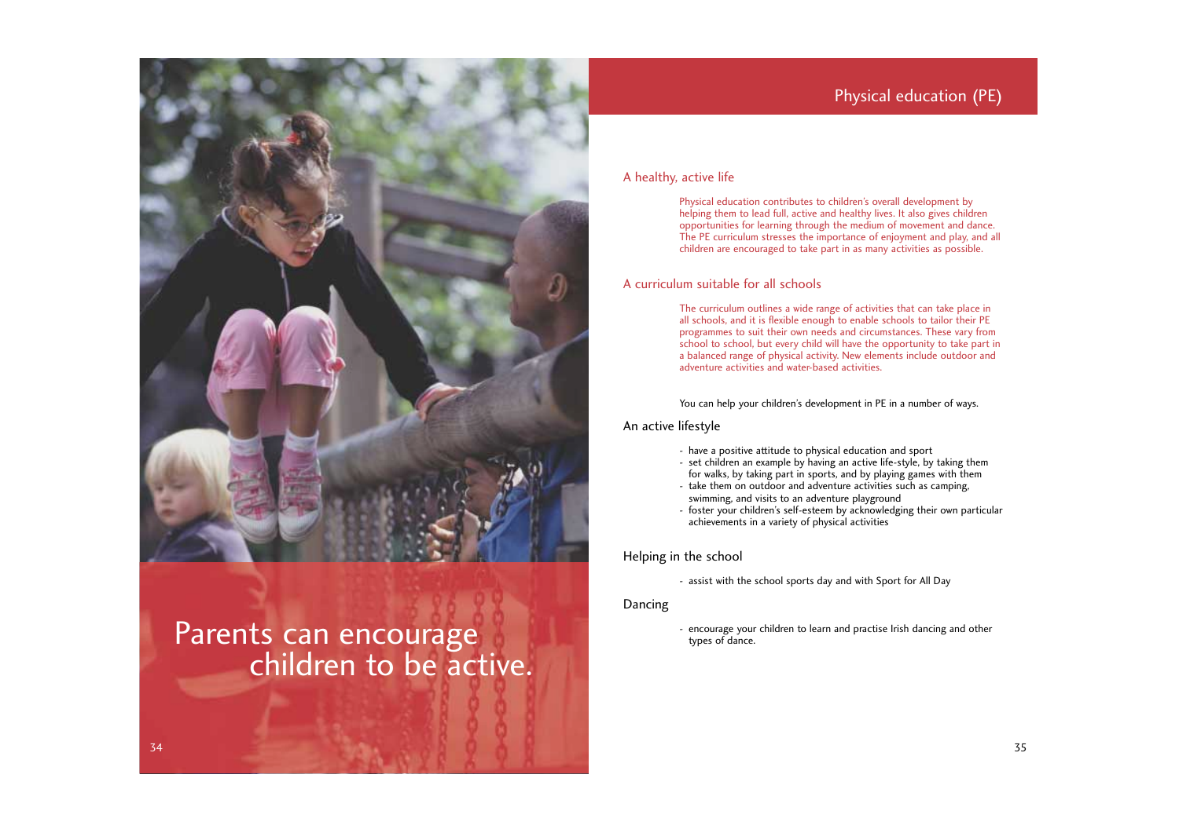Parents can encourage children to be active.

# Physical education (PE)

## A healthy, active life

Physical education contributes to children's overall development by helping them to lead full, active and healthy lives. It also gives children opportunities for learning through the medium of movement and dance. The PE curriculum stresses the importance of enjoyment and play, and all children are encouraged to take part in as many activities as possible.

## A curriculum suitable for all schools

The curriculum outlines a wide range of activities that can take place in all schools, and it is flexible enough to enable schools to tailor their PE programmes to suit their own needs and circumstances. These vary from school to school, but every child will have the opportunity to take part in a balanced range of physical activity. New elements include outdoor and adventure activities and water-based activities.

You can help your children's development in PE in a number of ways.

### An active lifestyle

- have a positive attitude to physical education and sport
- set children an example by having an active life-style, by taking them for walks, by taking part in sports, and by playing games with them
- take them on outdoor and adventure activities such as camping, swimming, and visits to an adventure playground
- foster your children's self-esteem by acknowledging their own particular achievements in a variety of physical activities

### Helping in the school

- assist with the school sports day and with Sport for All Day

### Dancing

- encourage your children to learn and practise Irish dancing and other types of dance.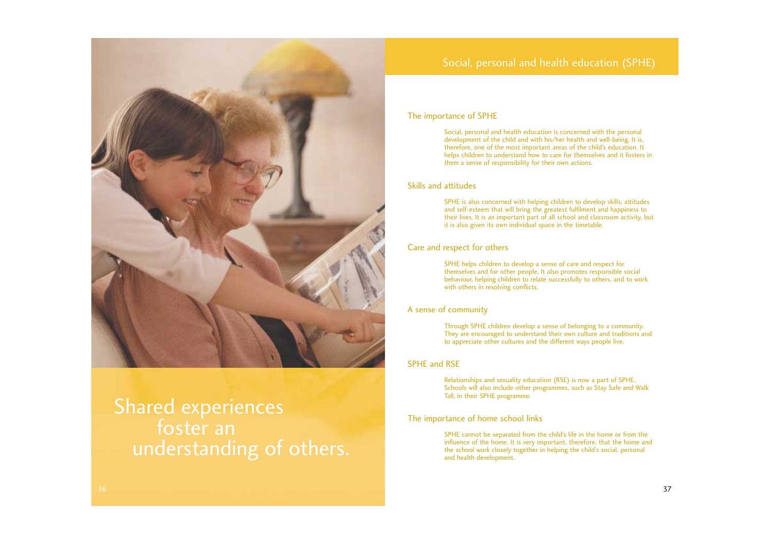Shared experiences foster an understanding of others.

## Social, personal and health education (SPHE)

### The importance of SPHE

Social, personal and health education is concerned with the personal development of the child and with his/her health and well-being. It is, therefore, one of the most important areas of the child's education. It helps children to understand how to care for themselves and it fosters in them a sense of responsibility for their own actions.

### Skills and attitudes

SPHE is also concerned with helping children to develop skills, attitudes and self-esteem that will bring the greatest fulfilment and happiness to their lives. It is an important part of all school and classroom activity, but it is also given its own individual space in the timetable.

### Care and respect for others

SPHE helps children to develop a sense of care and respect for themselves and for other people. It also promotes responsible social behaviour, helping children to relate successfully to others. and to work with others in resolving conflicts.

### A sense of community

Through SPHE children develop a sense of belonging to a community. They are encouraged to understand their own culture and traditions and to appreciate other cultures and the different ways people live.

### SPHE and RSE

Relationships and sexuality education (RSE) is now a part of SPHE. Schools will also include other programmes, such as Stay Safe and Walk Tall, in their SPHE programme.

### The importance of home school links

SPHE cannot be separated from the child's life in the home or from the influence of the home. It is very important, therefore, that the home and the school work closely together in helping the child's social, personal and health development.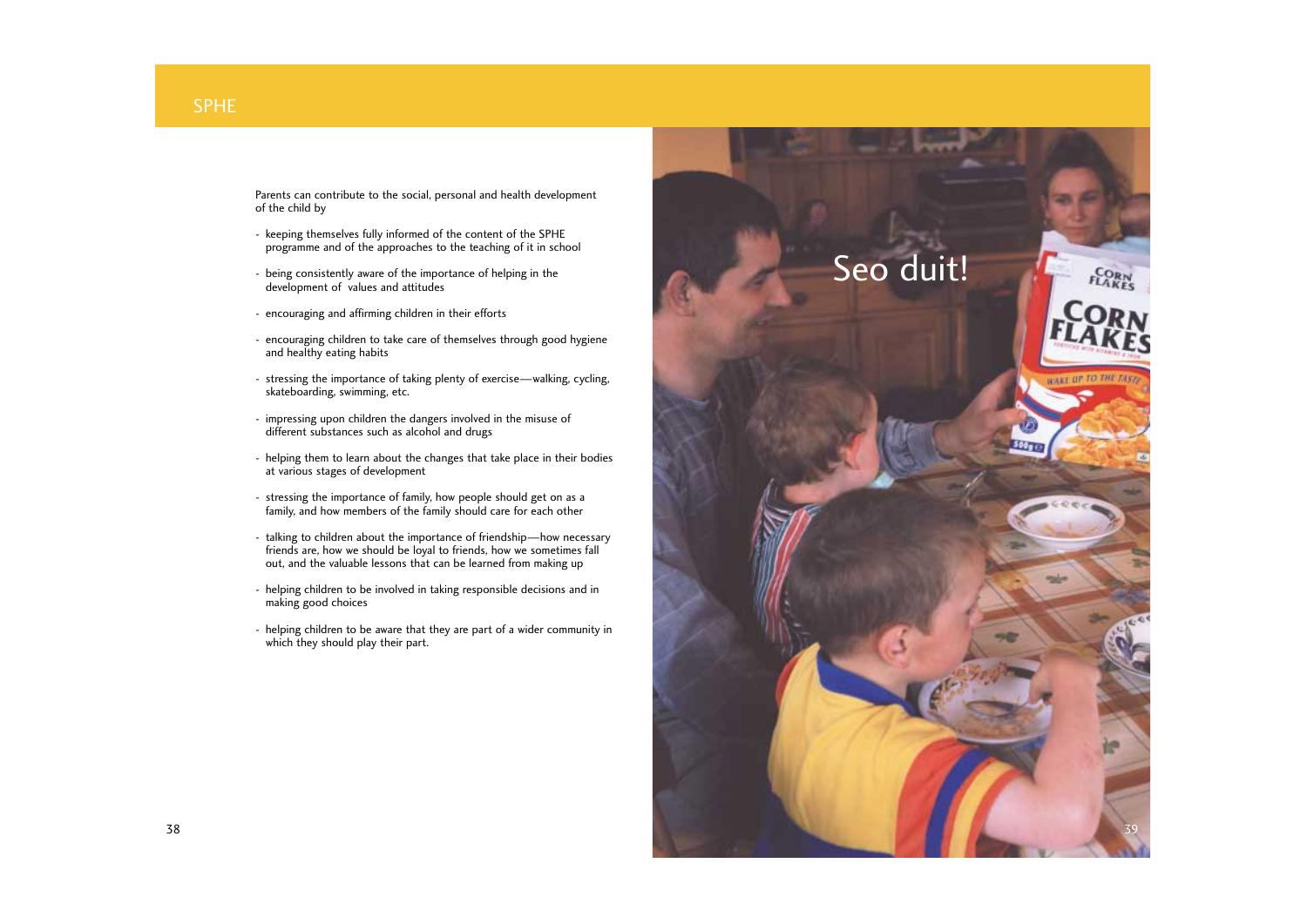Parents can contribute to the social, personal and health development of the child by

- keeping themselves fully informed of the content of the SPHE programme and of the approaches to the teaching of it in school
- being consistently aware of the importance of helping in the development of values and attitudes
- encouraging and affirming children in their efforts
- encouraging children to take care of themselves through good hygiene and healthy eating habits
- stressing the importance of taking plenty of exercise—walking, cycling, skateboarding, swimming, etc.
- impressing upon children the dangers involved in the misuse of different substances such as alcohol and drugs
- helping them to learn about the changes that take place in their bodies at various stages of development
- stressing the importance of family, how people should get on as a family, and how members of the family should care for each other
- talking to children about the importance of friendship—how necessary friends are, how we should be loyal to friends, how we sometimes fall out, and the valuable lessons that can be learned from making up
- helping children to be involved in taking responsible decisions and in making good choices
- helping children to be aware that they are part of a wider community in which they should play their part.

Seo duit!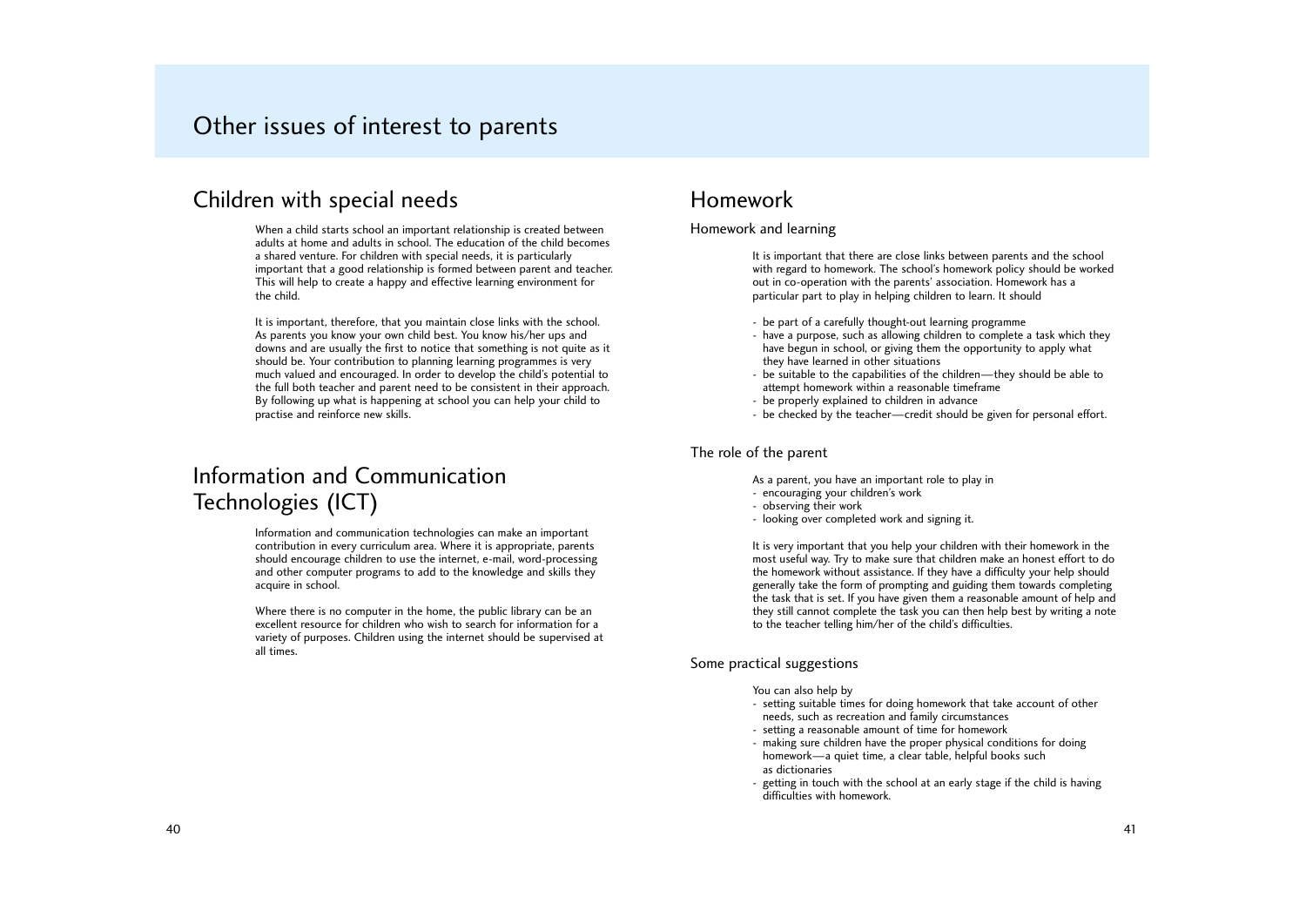# Other issues of interest to parents

## Children with special needs

When a child starts school an important relationship is created between adults at home and adults in school. The education of the child becomes a shared venture. For children with special needs, it is particularly important that a good relationship is formed between parent and teacher. This will help to create a happy and effective learning environment for the child.

It is important, therefore, that you maintain close links with the school. As parents you know your own child best. You know his/her ups and downs and are usually the first to notice that something is not quite as it should be. Your contribution to planning learning programmes is very much valued and encouraged. In order to develop the child's potential to the full both teacher and parent need to be consistent in their approach. By following up what is happening at school you can help your child to practise and reinforce new skills.

## Information and Communication Technologies (ICT)

Information and communication technologies can make an important contribution in every curriculum area. Where it is appropriate, parents should encourage children to use the internet, e-mail, word-processing and other computer programs to add to the knowledge and skills they acquire in school.

Where there is no computer in the home, the public library can be an excellent resource for children who wish to search for information for a variety of purposes. Children using the internet should be supervised at all times.

## Homework

### Homework and learning

It is important that there are close links between parents and the school with regard to homework. The school's homework policy should be worked out in co-operation with the parents' association. Homework has a particular part to play in helping children to learn. It should

- be part of a carefully thought-out learning programme
- have a purpose, such as allowing children to complete a task which they have begun in school, or giving them the opportunity to apply what they have learned in other situations
- be suitable to the capabilities of the children—they should be able to attempt homework within a reasonable timeframe
- be properly explained to children in advance
- be checked by the teacher—credit should be given for personal effort.

### The role of the parent

As a parent, you have an important role to play in

- encouraging your children's work
- observing their work
- looking over completed work and signing it.

It is very important that you help your children with their homework in the most useful way. Try to make sure that children make an honest effort to do the homework without assistance. If they have a difficulty your help should generally take the form of prompting and guiding them towards completing the task that is set. If you have given them a reasonable amount of help and they still cannot complete the task you can then help best by writing a note to the teacher telling him/her of the child's difficulties.

### Some practical suggestions

You can also help by

- setting suitable times for doing homework that take account of other needs, such as recreation and family circumstances
- setting a reasonable amount of time for homework
- making sure children have the proper physical conditions for doing homework—a quiet time, a clear table, helpful books such as dictionaries
- getting in touch with the school at an early stage if the child is having difficulties with homework.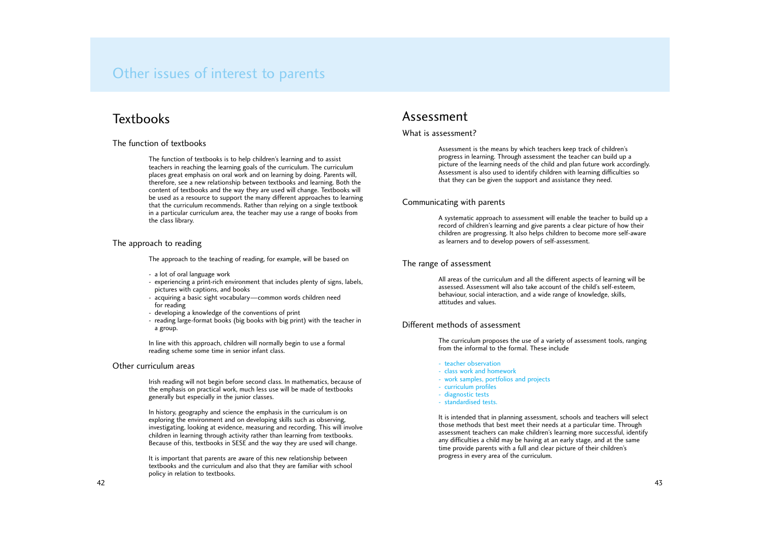# Other issues of interest to parents

## Textbooks

### The function of textbooks

The function of textbooks is to help children's learning and to assist teachers in reaching the learning goals of the curriculum. The curriculum places great emphasis on oral work and on learning by doing. Parents will, therefore, see a new relationship between textbooks and learning. Both the content of textbooks and the way they are used will change. Textbooks will be used as a resource to support the many different approaches to learning that the curriculum recommends. Rather than relying on a single textbook in a particular curriculum area, the teacher may use a range of books from the class library.

### The approach to reading

The approach to the teaching of reading, for example, will be based on

- a lot of oral language work
- experiencing a print-rich environment that includes plenty of signs, labels, pictures with captions, and books
- acquiring a basic sight vocabulary—common words children need for reading
- developing a knowledge of the conventions of print
- reading large-format books (big books with big print) with the teacher in a group.

In line with this approach, children will normally begin to use a formal reading scheme some time in senior infant class.

### Other curriculum areas

Irish reading will not begin before second class. In mathematics, because of the emphasis on practical work, much less use will be made of textbooks generally but especially in the junior classes.

In history, geography and science the emphasis in the curriculum is on exploring the environment and on developing skills such as observing, investigating, looking at evidence, measuring and recording. This will involve children in learning through activity rather than learning from textbooks. Because of this, textbooks in SESE and the way they are used will change.

It is important that parents are aware of this new relationship between textbooks and the curriculum and also that they are familiar with school policy in relation to textbooks.

## Assessment

### What is assessment?

Assessment is the means by which teachers keep track of children's progress in learning. Through assessment the teacher can build up a picture of the learning needs of the child and plan future work accordingly. Assessment is also used to identify children with learning difficulties so that they can be given the support and assistance they need.

### Communicating with parents

A systematic approach to assessment will enable the teacher to build up a record of children's learning and give parents a clear picture of how their children are progressing. It also helps children to become more self-aware as learners and to develop powers of self-assessment.

### The range of assessment

All areas of the curriculum and all the different aspects of learning will be assessed. Assessment will also take account of the child's self-esteem, behaviour, social interaction, and a wide range of knowledge, skills, attitudes and values.

### Different methods of assessment

The curriculum proposes the use of a variety of assessment tools, ranging from the informal to the formal. These include

- teacher observation
- class work and homework
- work samples, portfolios and projects
- curriculum profiles
- diagnostic tests
- standardised tests.

It is intended that in planning assessment, schools and teachers will select those methods that best meet their needs at a particular time. Through assessment teachers can make children's learning more successful, identify any difficulties a child may be having at an early stage, and at the same time provide parents with a full and clear picture of their children's progress in every area of the curriculum.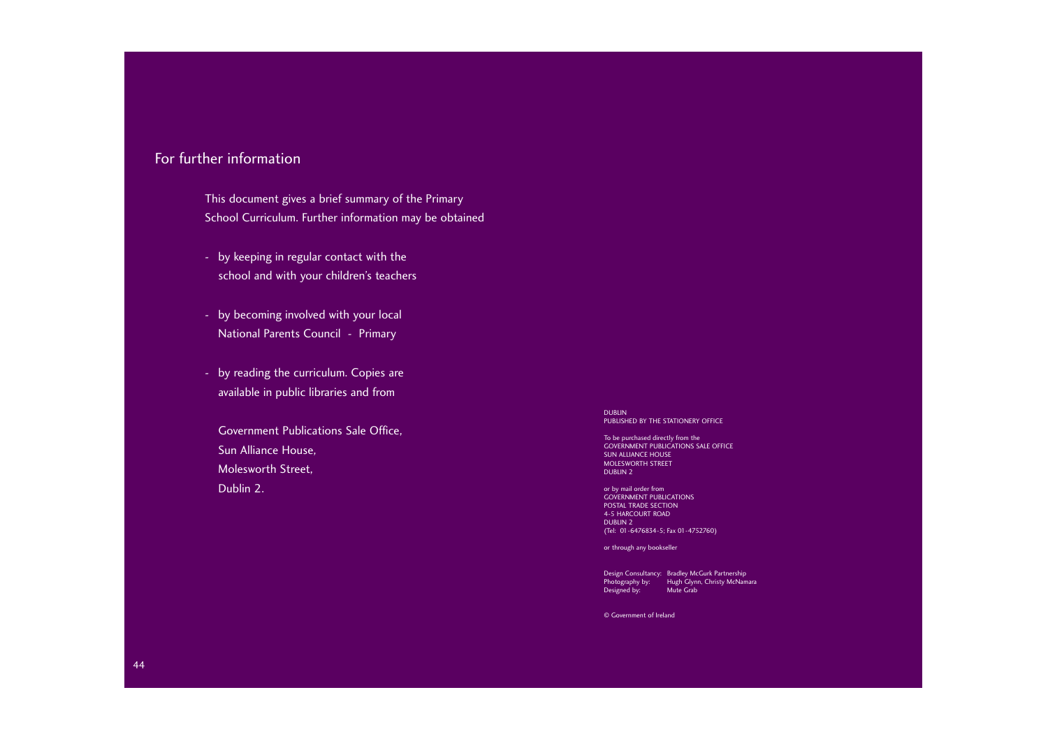## For further information

This document gives a brief summary of the Primary School Curriculum. Further information may be obtained

- by keeping in regular contact with the school and with your children's teachers
- by becoming involved with your local National Parents Council - Primary
- by reading the curriculum. Copies are available in public libraries and from

  Government Publications Sale Office,
  Sun Alliance House,
  Molesworth Street,
  Dublin 2.

DUBLIN
PUBLISHED BY THE STATIONERY OFFICE

To be purchased directly from the
GOVERNMENT PUBLICATIONS SALE OFFICE
SUN ALLIANCE HOUSE
MOLESWORTH STREET
DUBLIN 2

or by mail order from
GOVERNMENT PUBLICATIONS
POSTAL TRADE SECTION
4-5 HARCOURT ROAD
DUBLIN 2
(Tel: 01-6476834-5; Fax 01-4752760)

or through any bookseller

Design Consultancy: Bradley McGurk Partnership
Photography by: Hugh Glynn, Christy McNamara
Designed by: Mute Grab

© Government of Ireland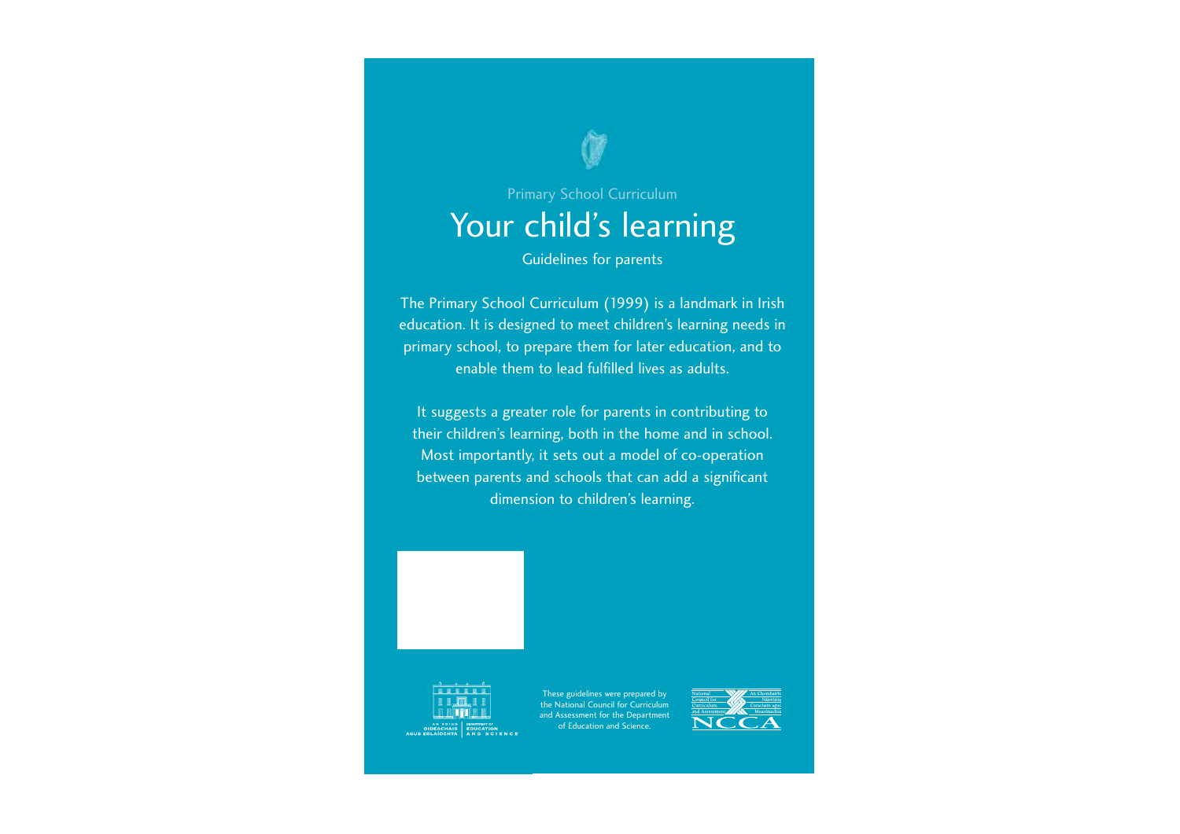Primary School Curriculum

# Your child's learning

Guidelines for parents

The Primary School Curriculum (1999) is a landmark in Irish education. It is designed to meet children's learning needs in primary school, to prepare them for later education, and to enable them to lead fulfilled lives as adults.

It suggests a greater role for parents in contributing to their children's learning, both in the home and in school. Most importantly, it sets out a model of co-operation between parents and schools that can add a significant dimension to children's learning.

AN ROINN OIDEACHAIS AGUS EOLAÍOCHTA | DEPARTMENT OF EDUCATION AND SCIENCE

These guidelines were prepared by the National Council for Curriculum and Assessment for the Department of Education and Science.

National Council for Curriculum and Assessment | An Chomhairle Náisiúnta Curaclaim agus Measúnachta

NCCA